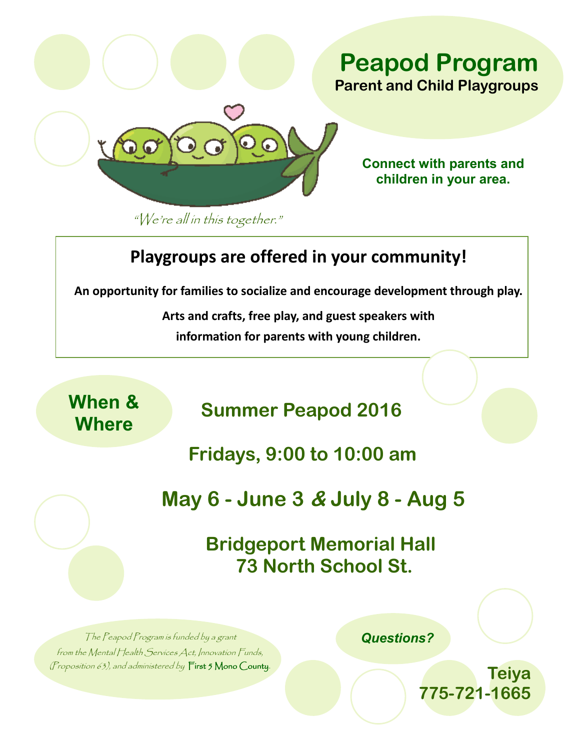# Peapod Program

## Parent and Child Playgroups

*"We're all in this together."*

**Connect with parents and children in your area.**

## Playgroups are offered in your community!

**An opportunity for families to socialize and encourage development through play.**

**Arts and crafts, free play, and guest speakers with information for parents with young children.**

## When & Where

**Summer Peapod 2016**

**Fridays, 9:00 to 10:00 am**

**May 6 - June 3 & July 8 - Aug 5**

**Bridgeport Memorial Hall**
**73 North School St.**

*The Peapod Program is funded by a grant from the Mental Health Services Act, Innovation Funds, (Proposition 63), and administered by First 5 Mono County.*

***Questions?***

**Teiya**
**775-721-1665**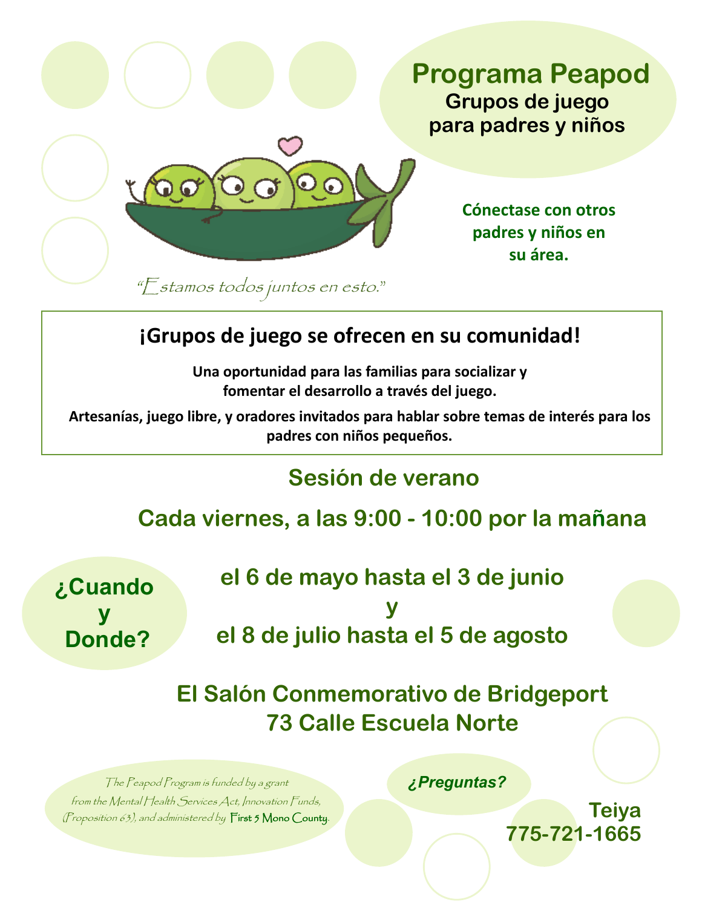# Programa Peapod

## Grupos de juego para padres y niños

**Cónectase con otros padres y niños en su área.**

*"Estamos todos juntos en esto."*

### ¡Grupos de juego se ofrecen en su comunidad!

**Una oportunidad para las familias para socializar y fomentar el desarrollo a través del juego.**

**Artesanías, juego libre, y oradores invitados para hablar sobre temas de interés para los padres con niños pequeños.**

## Sesión de verano

## Cada viernes, a las 9:00 - 10:00 por la mañana

**¿Cuando y Donde?**

**el 6 de mayo hasta el 3 de junio**

**y**

**el 8 de julio hasta el 5 de agosto**

**El Salón Conmemorativo de Bridgeport**
**73 Calle Escuela Norte**

*The Peapod Program is funded by a grant from the Mental Health Services Act, Innovation Funds, (Proposition 63), and administered by First 5 Mono County.*

***¿Preguntas?***

**Teiya**
**775-721-1665**